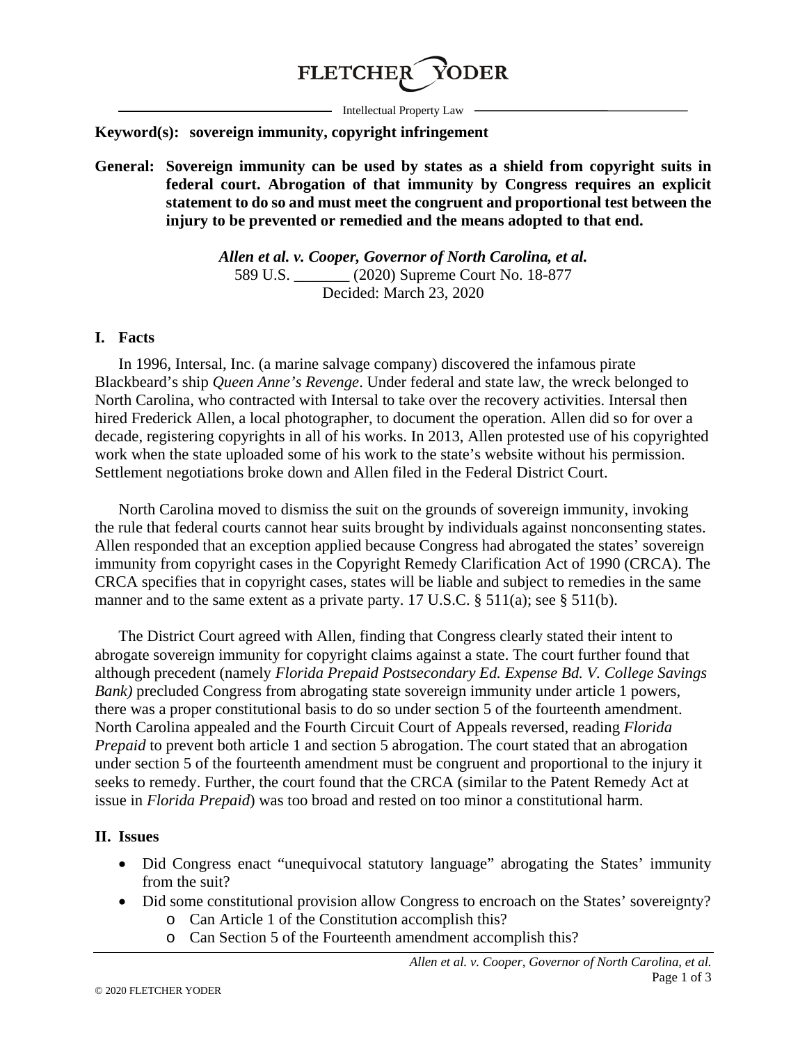**FLETCHER YODER**

Intellectual Property Law

**Keyword(s): sovereign immunity, copyright infringement**

**General: Sovereign immunity can be used by states as a shield from copyright suits in federal court. Abrogation of that immunity by Congress requires an explicit statement to do so and must meet the congruent and proportional test between the injury to be prevented or remedied and the means adopted to that end.**

***Allen et al. v. Cooper, Governor of North Carolina, et al.***
589 U.S. _______ (2020) Supreme Court No. 18-877
Decided: March 23, 2020

## I. Facts

In 1996, Intersal, Inc. (a marine salvage company) discovered the infamous pirate Blackbeard's ship *Queen Anne's Revenge*. Under federal and state law, the wreck belonged to North Carolina, who contracted with Intersal to take over the recovery activities. Intersal then hired Frederick Allen, a local photographer, to document the operation. Allen did so for over a decade, registering copyrights in all of his works. In 2013, Allen protested use of his copyrighted work when the state uploaded some of his work to the state's website without his permission. Settlement negotiations broke down and Allen filed in the Federal District Court.

North Carolina moved to dismiss the suit on the grounds of sovereign immunity, invoking the rule that federal courts cannot hear suits brought by individuals against nonconsenting states. Allen responded that an exception applied because Congress had abrogated the states' sovereign immunity from copyright cases in the Copyright Remedy Clarification Act of 1990 (CRCA). The CRCA specifies that in copyright cases, states will be liable and subject to remedies in the same manner and to the same extent as a private party. 17 U.S.C. § 511(a); see § 511(b).

The District Court agreed with Allen, finding that Congress clearly stated their intent to abrogate sovereign immunity for copyright claims against a state. The court further found that although precedent (namely *Florida Prepaid Postsecondary Ed. Expense Bd. V. College Savings Bank)* precluded Congress from abrogating state sovereign immunity under article 1 powers, there was a proper constitutional basis to do so under section 5 of the fourteenth amendment. North Carolina appealed and the Fourth Circuit Court of Appeals reversed, reading *Florida Prepaid* to prevent both article 1 and section 5 abrogation. The court stated that an abrogation under section 5 of the fourteenth amendment must be congruent and proportional to the injury it seeks to remedy. Further, the court found that the CRCA (similar to the Patent Remedy Act at issue in *Florida Prepaid*) was too broad and rested on too minor a constitutional harm.

## II. Issues

- Did Congress enact "unequivocal statutory language" abrogating the States' immunity from the suit?
- Did some constitutional provision allow Congress to encroach on the States' sovereignty?
  - Can Article 1 of the Constitution accomplish this?
  - Can Section 5 of the Fourteenth amendment accomplish this?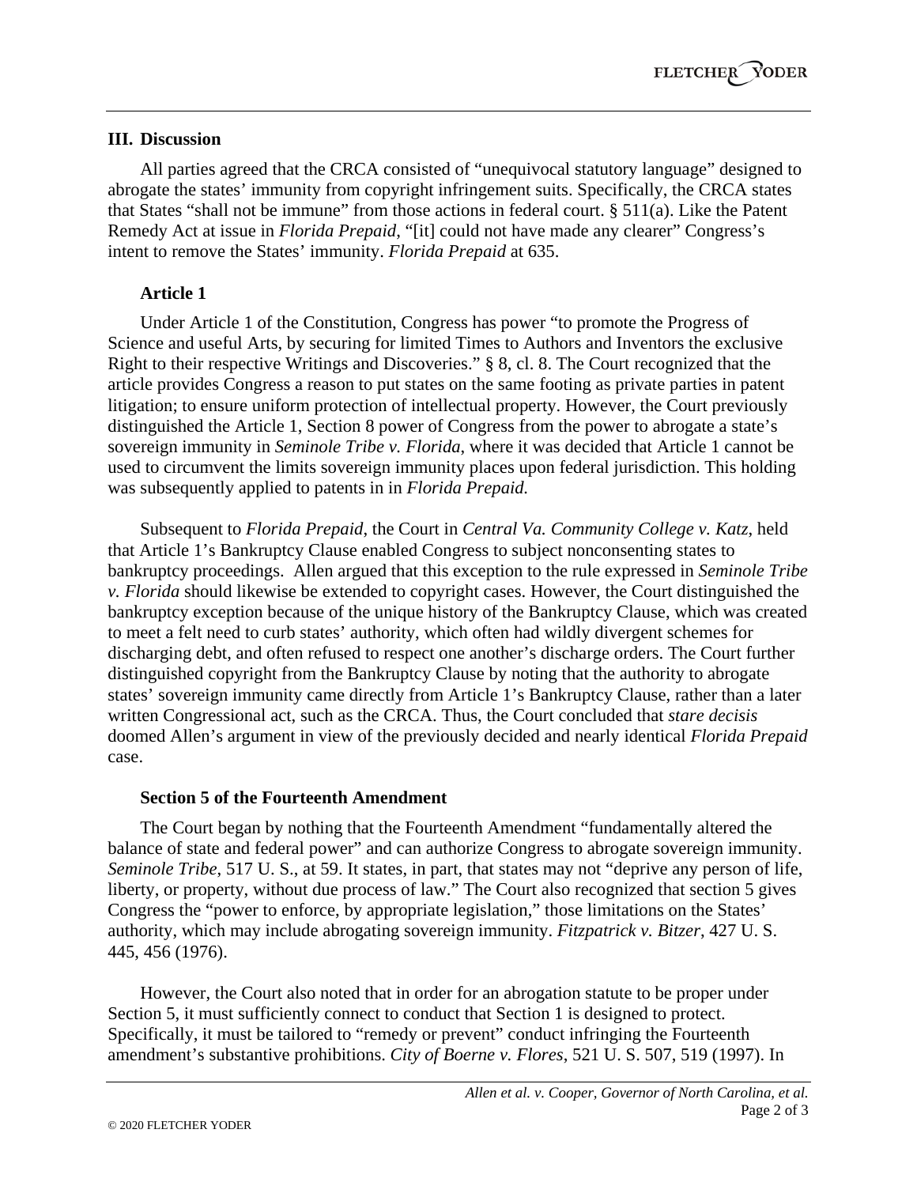## III. Discussion

All parties agreed that the CRCA consisted of "unequivocal statutory language" designed to abrogate the states' immunity from copyright infringement suits. Specifically, the CRCA states that States "shall not be immune" from those actions in federal court. § 511(a). Like the Patent Remedy Act at issue in *Florida Prepaid*, "[it] could not have made any clearer" Congress's intent to remove the States' immunity. *Florida Prepaid* at 635.

### Article 1

Under Article 1 of the Constitution, Congress has power "to promote the Progress of Science and useful Arts, by securing for limited Times to Authors and Inventors the exclusive Right to their respective Writings and Discoveries." § 8, cl. 8. The Court recognized that the article provides Congress a reason to put states on the same footing as private parties in patent litigation; to ensure uniform protection of intellectual property. However, the Court previously distinguished the Article 1, Section 8 power of Congress from the power to abrogate a state's sovereign immunity in *Seminole Tribe v. Florida*, where it was decided that Article 1 cannot be used to circumvent the limits sovereign immunity places upon federal jurisdiction. This holding was subsequently applied to patents in in *Florida Prepaid.*

Subsequent to *Florida Prepaid*, the Court in *Central Va. Community College v. Katz*, held that Article 1's Bankruptcy Clause enabled Congress to subject nonconsenting states to bankruptcy proceedings. Allen argued that this exception to the rule expressed in *Seminole Tribe v. Florida* should likewise be extended to copyright cases. However, the Court distinguished the bankruptcy exception because of the unique history of the Bankruptcy Clause, which was created to meet a felt need to curb states' authority, which often had wildly divergent schemes for discharging debt, and often refused to respect one another's discharge orders. The Court further distinguished copyright from the Bankruptcy Clause by noting that the authority to abrogate states' sovereign immunity came directly from Article 1's Bankruptcy Clause, rather than a later written Congressional act, such as the CRCA. Thus, the Court concluded that *stare decisis* doomed Allen's argument in view of the previously decided and nearly identical *Florida Prepaid* case.

### Section 5 of the Fourteenth Amendment

The Court began by nothing that the Fourteenth Amendment "fundamentally altered the balance of state and federal power" and can authorize Congress to abrogate sovereign immunity. *Seminole Tribe*, 517 U. S., at 59. It states, in part, that states may not "deprive any person of life, liberty, or property, without due process of law." The Court also recognized that section 5 gives Congress the "power to enforce, by appropriate legislation," those limitations on the States' authority, which may include abrogating sovereign immunity. *Fitzpatrick v. Bitzer*, 427 U. S. 445, 456 (1976).

However, the Court also noted that in order for an abrogation statute to be proper under Section 5, it must sufficiently connect to conduct that Section 1 is designed to protect. Specifically, it must be tailored to "remedy or prevent" conduct infringing the Fourteenth amendment's substantive prohibitions. *City of Boerne v. Flores*, 521 U. S. 507, 519 (1997). In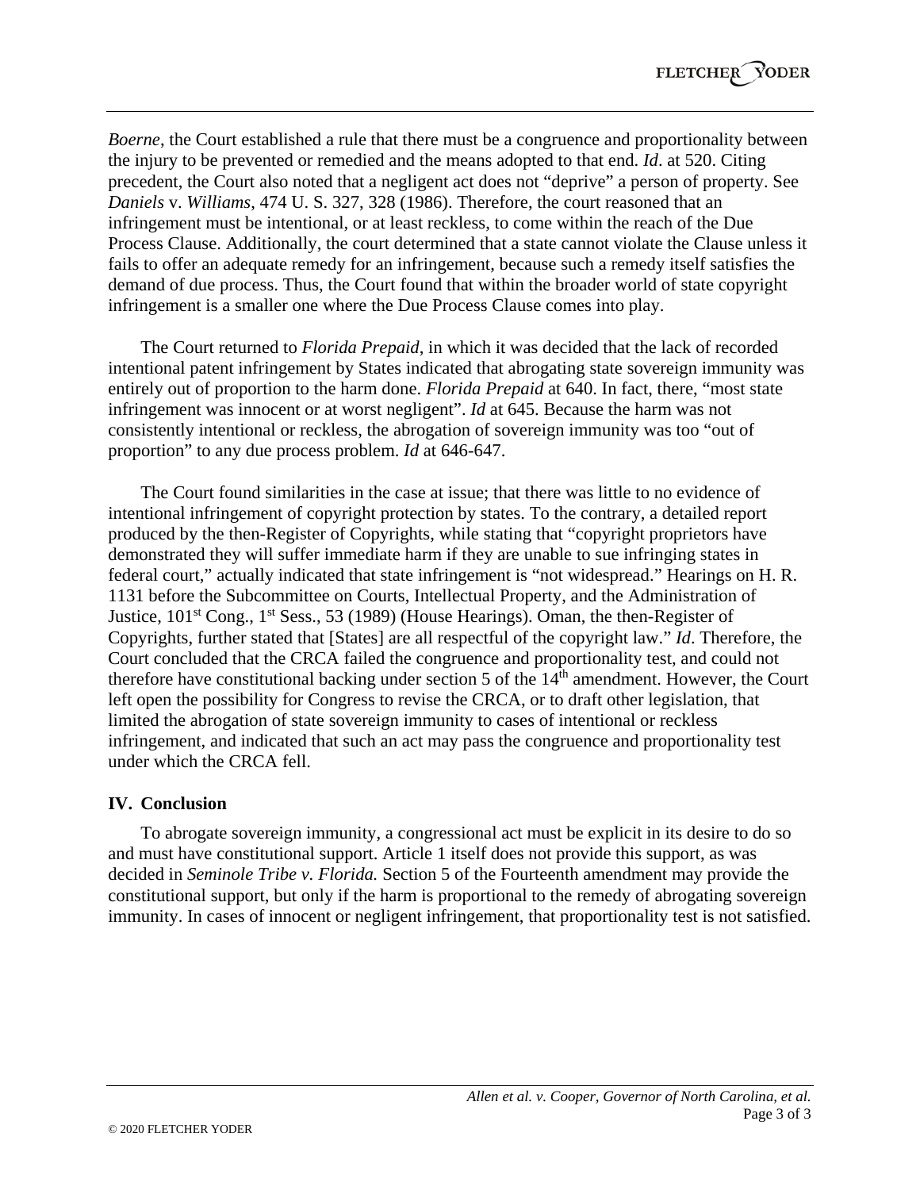*Boerne*, the Court established a rule that there must be a congruence and proportionality between the injury to be prevented or remedied and the means adopted to that end. *Id*. at 520. Citing precedent, the Court also noted that a negligent act does not "deprive" a person of property. See *Daniels* v. *Williams*, 474 U. S. 327, 328 (1986). Therefore, the court reasoned that an infringement must be intentional, or at least reckless, to come within the reach of the Due Process Clause. Additionally, the court determined that a state cannot violate the Clause unless it fails to offer an adequate remedy for an infringement, because such a remedy itself satisfies the demand of due process. Thus, the Court found that within the broader world of state copyright infringement is a smaller one where the Due Process Clause comes into play.

The Court returned to *Florida Prepaid*, in which it was decided that the lack of recorded intentional patent infringement by States indicated that abrogating state sovereign immunity was entirely out of proportion to the harm done. *Florida Prepaid* at 640. In fact, there, "most state infringement was innocent or at worst negligent". *Id* at 645. Because the harm was not consistently intentional or reckless, the abrogation of sovereign immunity was too "out of proportion" to any due process problem. *Id* at 646-647.

The Court found similarities in the case at issue; that there was little to no evidence of intentional infringement of copyright protection by states. To the contrary, a detailed report produced by the then-Register of Copyrights, while stating that "copyright proprietors have demonstrated they will suffer immediate harm if they are unable to sue infringing states in federal court," actually indicated that state infringement is "not widespread." Hearings on H. R. 1131 before the Subcommittee on Courts, Intellectual Property, and the Administration of Justice, 101st Cong., 1st Sess., 53 (1989) (House Hearings). Oman, the then-Register of Copyrights, further stated that [States] are all respectful of the copyright law." *Id*. Therefore, the Court concluded that the CRCA failed the congruence and proportionality test, and could not therefore have constitutional backing under section 5 of the 14th amendment. However, the Court left open the possibility for Congress to revise the CRCA, or to draft other legislation, that limited the abrogation of state sovereign immunity to cases of intentional or reckless infringement, and indicated that such an act may pass the congruence and proportionality test under which the CRCA fell.

## IV. Conclusion

To abrogate sovereign immunity, a congressional act must be explicit in its desire to do so and must have constitutional support. Article 1 itself does not provide this support, as was decided in *Seminole Tribe v. Florida.* Section 5 of the Fourteenth amendment may provide the constitutional support, but only if the harm is proportional to the remedy of abrogating sovereign immunity. In cases of innocent or negligent infringement, that proportionality test is not satisfied.